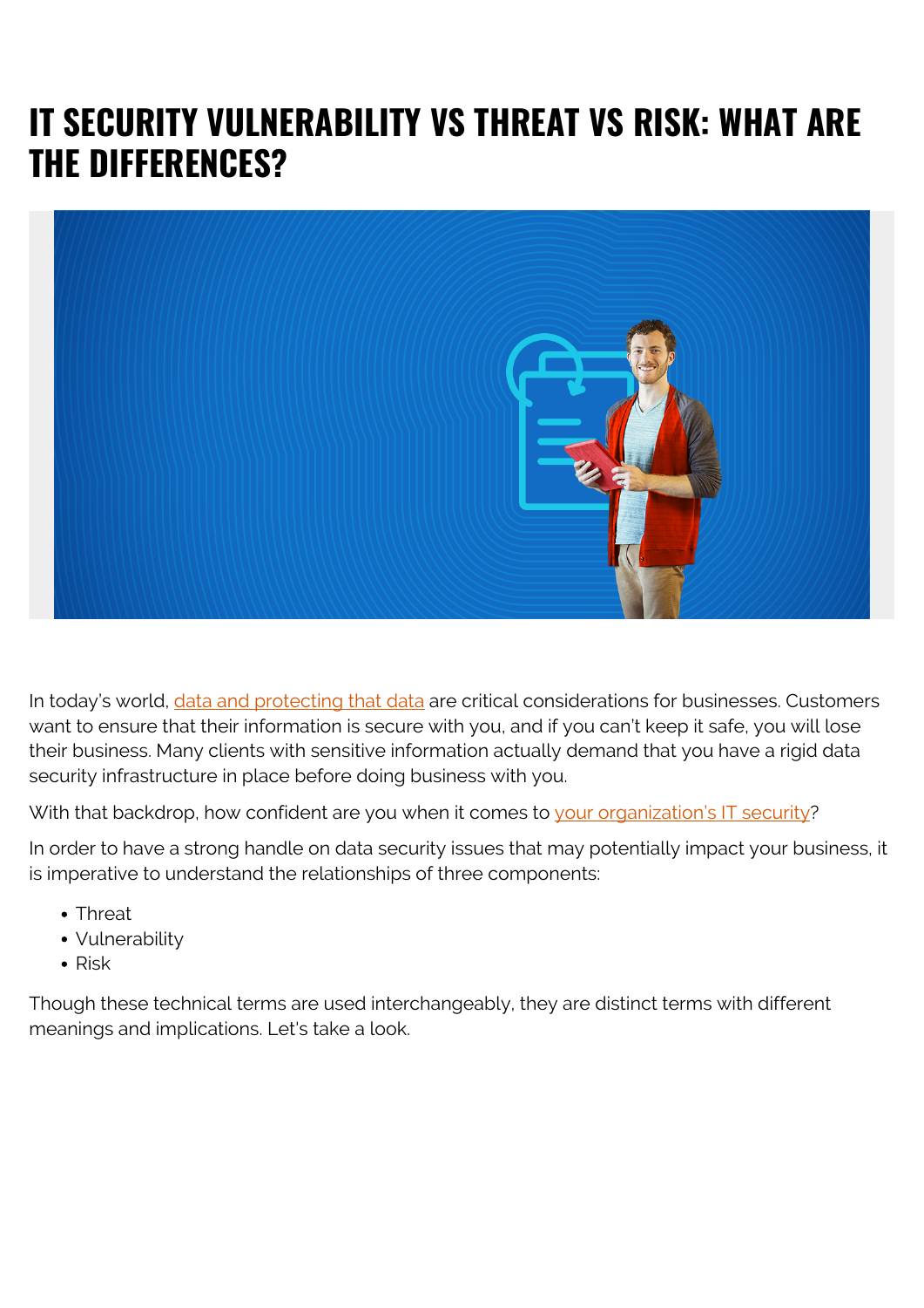# IT SECURITY VULNERABILITY VS THREAT VS RISK: WHAT ARE THE DIFFERENCES?

In today's world, data and protecting that data are critical considerations for businesses. Customers want to ensure that their information is secure with you, and if you can't keep it safe, you will lose their business. Many clients with sensitive information actually demand that you have a rigid data security infrastructure in place before doing business with you.

With that backdrop, how confident are you when it comes to your organization's IT security?

In order to have a strong handle on data security issues that may potentially impact your business, it is imperative to understand the relationships of three components:

- Threat
- Vulnerability
- Risk

Though these technical terms are used interchangeably, they are distinct terms with different meanings and implications. Let's take a look.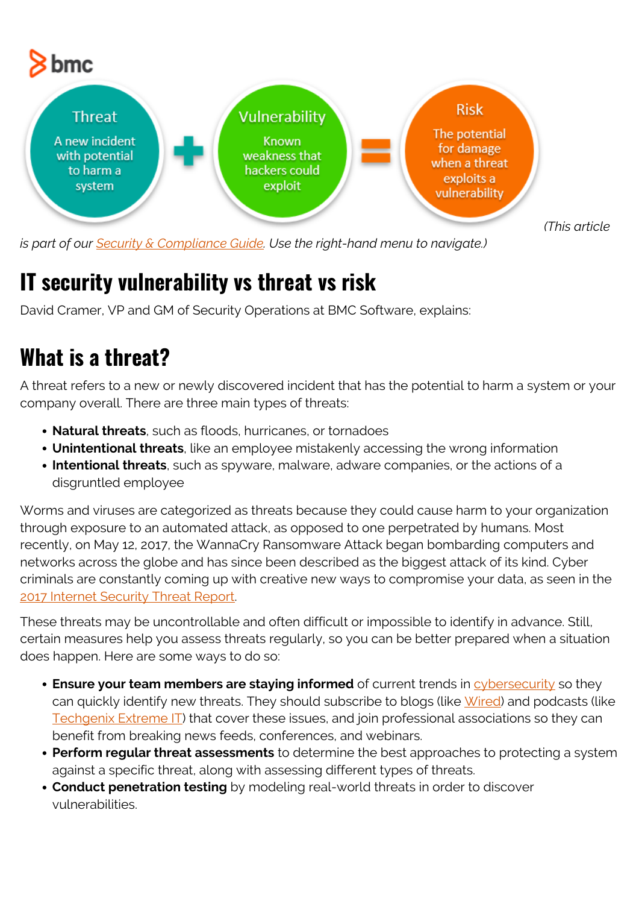Threat
A new incident with potential to harm a system

+

Vulnerability
Known weakness that hackers could exploit

=

Risk
The potential for damage when a threat exploits a vulnerability

*(This article is part of our Security & Compliance Guide. Use the right-hand menu to navigate.)*

# IT security vulnerability vs threat vs risk

David Cramer, VP and GM of Security Operations at BMC Software, explains:

## What is a threat?

A threat refers to a new or newly discovered incident that has the potential to harm a system or your company overall. There are three main types of threats:

- **Natural threats**, such as floods, hurricanes, or tornadoes
- **Unintentional threats**, like an employee mistakenly accessing the wrong information
- **Intentional threats**, such as spyware, malware, adware companies, or the actions of a disgruntled employee

Worms and viruses are categorized as threats because they could cause harm to your organization through exposure to an automated attack, as opposed to one perpetrated by humans. Most recently, on May 12, 2017, the WannaCry Ransomware Attack began bombarding computers and networks across the globe and has since been described as the biggest attack of its kind. Cyber criminals are constantly coming up with creative new ways to compromise your data, as seen in the 2017 Internet Security Threat Report.

These threats may be uncontrollable and often difficult or impossible to identify in advance. Still, certain measures help you assess threats regularly, so you can be better prepared when a situation does happen. Here are some ways to do so:

- **Ensure your team members are staying informed** of current trends in cybersecurity so they can quickly identify new threats. They should subscribe to blogs (like Wired) and podcasts (like Techgenix Extreme IT) that cover these issues, and join professional associations so they can benefit from breaking news feeds, conferences, and webinars.
- **Perform regular threat assessments** to determine the best approaches to protecting a system against a specific threat, along with assessing different types of threats.
- **Conduct penetration testing** by modeling real-world threats in order to discover vulnerabilities.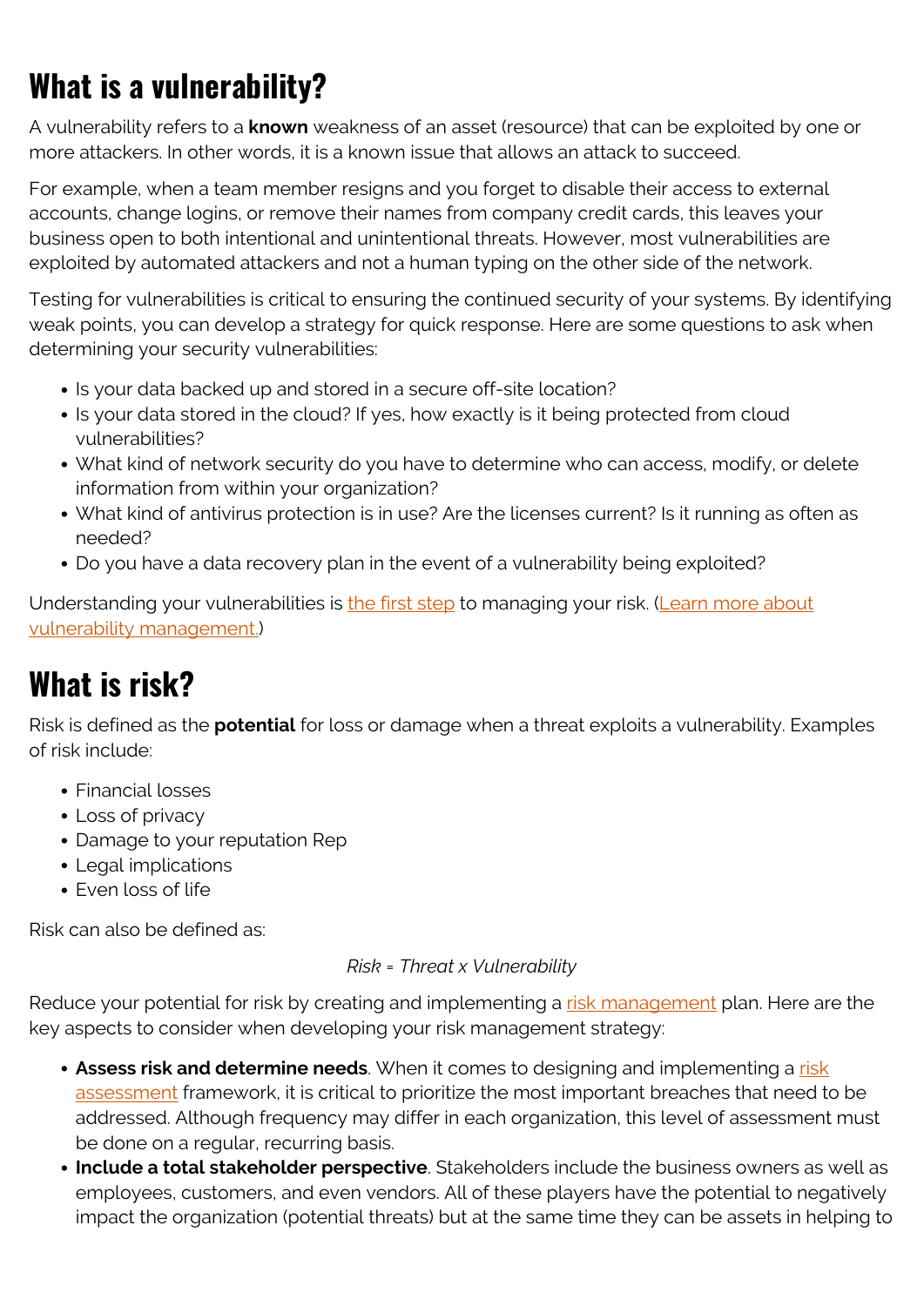# What is a vulnerability?

A vulnerability refers to a **known** weakness of an asset (resource) that can be exploited by one or more attackers. In other words, it is a known issue that allows an attack to succeed.

For example, when a team member resigns and you forget to disable their access to external accounts, change logins, or remove their names from company credit cards, this leaves your business open to both intentional and unintentional threats. However, most vulnerabilities are exploited by automated attackers and not a human typing on the other side of the network.

Testing for vulnerabilities is critical to ensuring the continued security of your systems. By identifying weak points, you can develop a strategy for quick response. Here are some questions to ask when determining your security vulnerabilities:

- Is your data backed up and stored in a secure off-site location?
- Is your data stored in the cloud? If yes, how exactly is it being protected from cloud vulnerabilities?
- What kind of network security do you have to determine who can access, modify, or delete information from within your organization?
- What kind of antivirus protection is in use? Are the licenses current? Is it running as often as needed?
- Do you have a data recovery plan in the event of a vulnerability being exploited?

Understanding your vulnerabilities is the first step to managing your risk. (Learn more about vulnerability management.)

# What is risk?

Risk is defined as the **potential** for loss or damage when a threat exploits a vulnerability. Examples of risk include:

- Financial losses
- Loss of privacy
- Damage to your reputation Rep
- Legal implications
- Even loss of life

Risk can also be defined as:

*Risk = Threat x Vulnerability*

Reduce your potential for risk by creating and implementing a risk management plan. Here are the key aspects to consider when developing your risk management strategy:

- **Assess risk and determine needs**. When it comes to designing and implementing a risk assessment framework, it is critical to prioritize the most important breaches that need to be addressed. Although frequency may differ in each organization, this level of assessment must be done on a regular, recurring basis.
- **Include a total stakeholder perspective**. Stakeholders include the business owners as well as employees, customers, and even vendors. All of these players have the potential to negatively impact the organization (potential threats) but at the same time they can be assets in helping to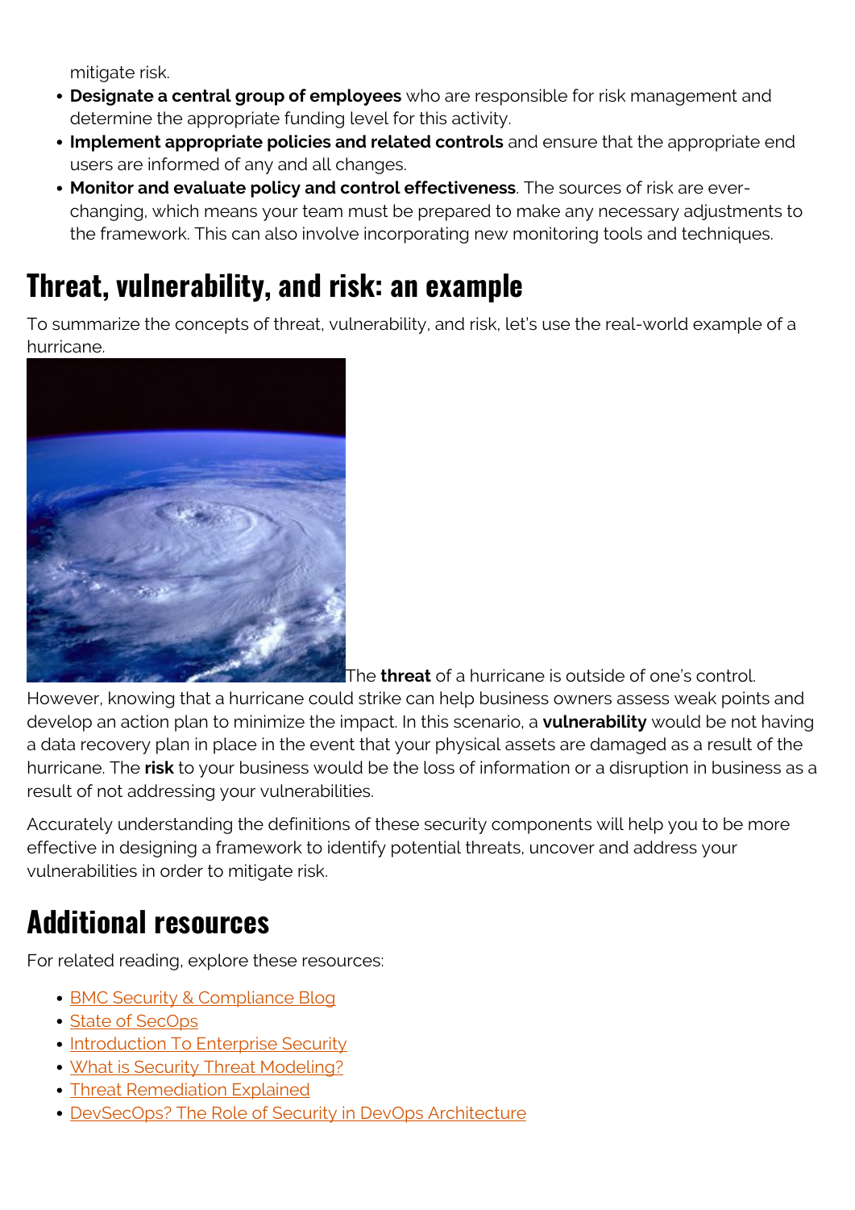mitigate risk.

- **Designate a central group of employees** who are responsible for risk management and determine the appropriate funding level for this activity.
- **Implement appropriate policies and related controls** and ensure that the appropriate end users are informed of any and all changes.
- **Monitor and evaluate policy and control effectiveness**. The sources of risk are ever-changing, which means your team must be prepared to make any necessary adjustments to the framework. This can also involve incorporating new monitoring tools and techniques.

## Threat, vulnerability, and risk: an example

To summarize the concepts of threat, vulnerability, and risk, let's use the real-world example of a hurricane.

The **threat** of a hurricane is outside of one's control. However, knowing that a hurricane could strike can help business owners assess weak points and develop an action plan to minimize the impact. In this scenario, a **vulnerability** would be not having a data recovery plan in place in the event that your physical assets are damaged as a result of the hurricane. The **risk** to your business would be the loss of information or a disruption in business as a result of not addressing your vulnerabilities.

Accurately understanding the definitions of these security components will help you to be more effective in designing a framework to identify potential threats, uncover and address your vulnerabilities in order to mitigate risk.

## Additional resources

For related reading, explore these resources:

- BMC Security & Compliance Blog
- State of SecOps
- Introduction To Enterprise Security
- What is Security Threat Modeling?
- Threat Remediation Explained
- DevSecOps? The Role of Security in DevOps Architecture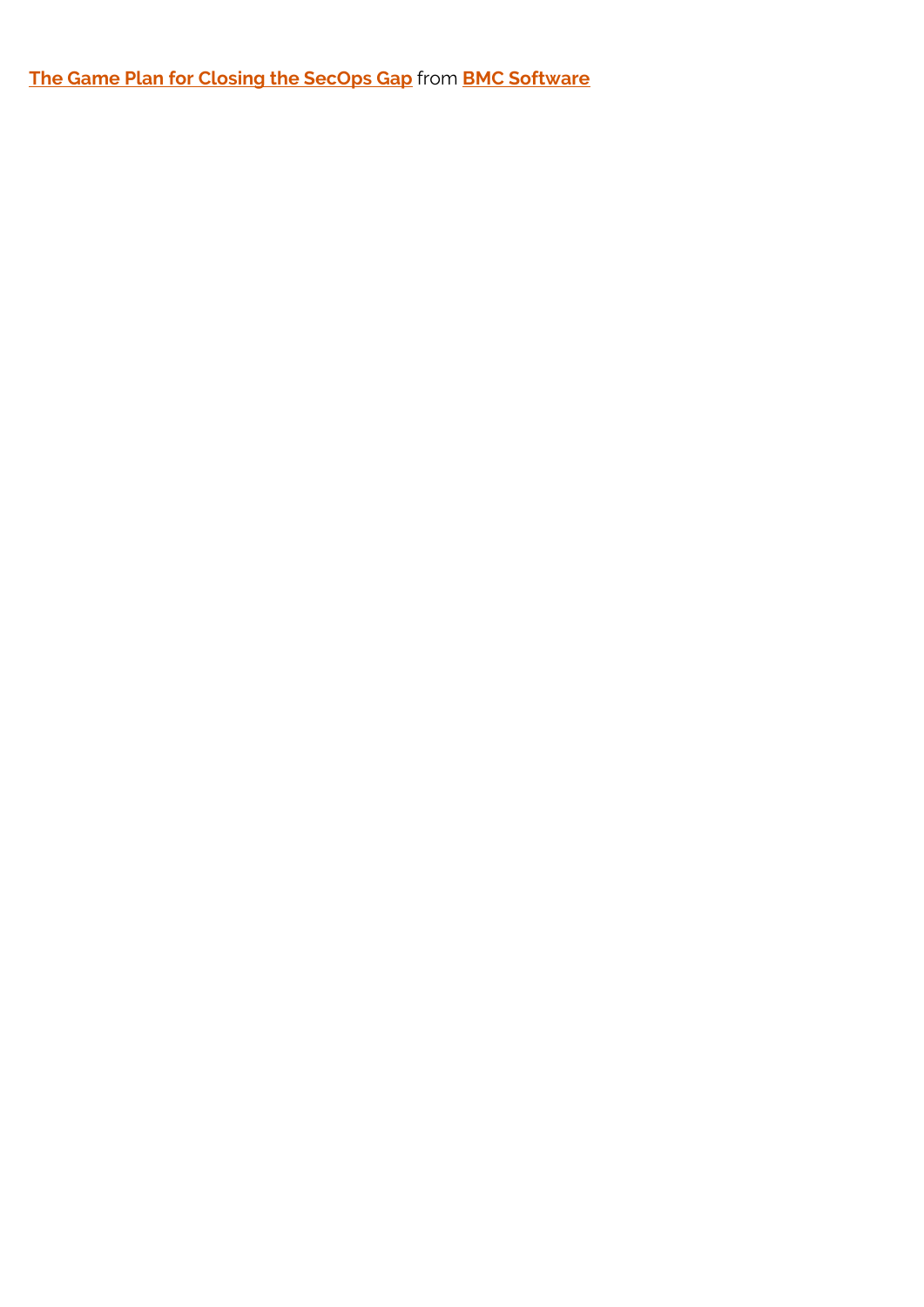**The Game Plan for Closing the SecOps Gap** from **BMC Software**